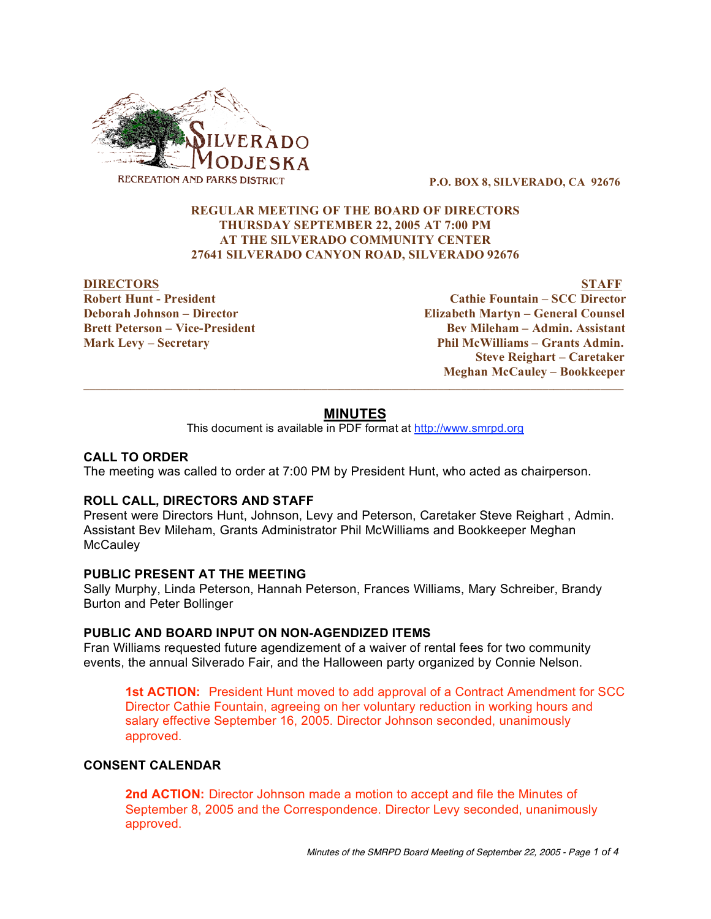SILVERADO MODJESKA RECREATION AND PARKS DISTRICT

**P.O. BOX 8, SILVERADO, CA 92676**

**REGULAR MEETING OF THE BOARD OF DIRECTORS**
**THURSDAY SEPTEMBER 22, 2005 AT 7:00 PM**
**AT THE SILVERADO COMMUNITY CENTER**
**27641 SILVERADO CANYON ROAD, SILVERADO 92676**

| DIRECTORS | STAFF |
|---|---|
| Robert Hunt - President | Cathie Fountain – SCC Director |
| Deborah Johnson – Director | Elizabeth Martyn – General Counsel |
| Brett Peterson – Vice-President | Bev Mileham – Admin. Assistant |
| Mark Levy – Secretary | Phil McWilliams – Grants Admin. |
| | Steve Reighart – Caretaker |
| | Meghan McCauley – Bookkeeper |

## MINUTES

This document is available in PDF format at http://www.smrpd.org

### CALL TO ORDER

The meeting was called to order at 7:00 PM by President Hunt, who acted as chairperson.

### ROLL CALL, DIRECTORS AND STAFF

Present were Directors Hunt, Johnson, Levy and Peterson, Caretaker Steve Reighart , Admin. Assistant Bev Mileham, Grants Administrator Phil McWilliams and Bookkeeper Meghan McCauley

### PUBLIC PRESENT AT THE MEETING

Sally Murphy, Linda Peterson, Hannah Peterson, Frances Williams, Mary Schreiber, Brandy Burton and Peter Bollinger

### PUBLIC AND BOARD INPUT ON NON-AGENDIZED ITEMS

Fran Williams requested future agendizement of a waiver of rental fees for two community events, the annual Silverado Fair, and the Halloween party organized by Connie Nelson.

> **1st ACTION:** President Hunt moved to add approval of a Contract Amendment for SCC Director Cathie Fountain, agreeing on her voluntary reduction in working hours and salary effective September 16, 2005. Director Johnson seconded, unanimously approved.

### CONSENT CALENDAR

> **2nd ACTION:** Director Johnson made a motion to accept and file the Minutes of September 8, 2005 and the Correspondence. Director Levy seconded, unanimously approved.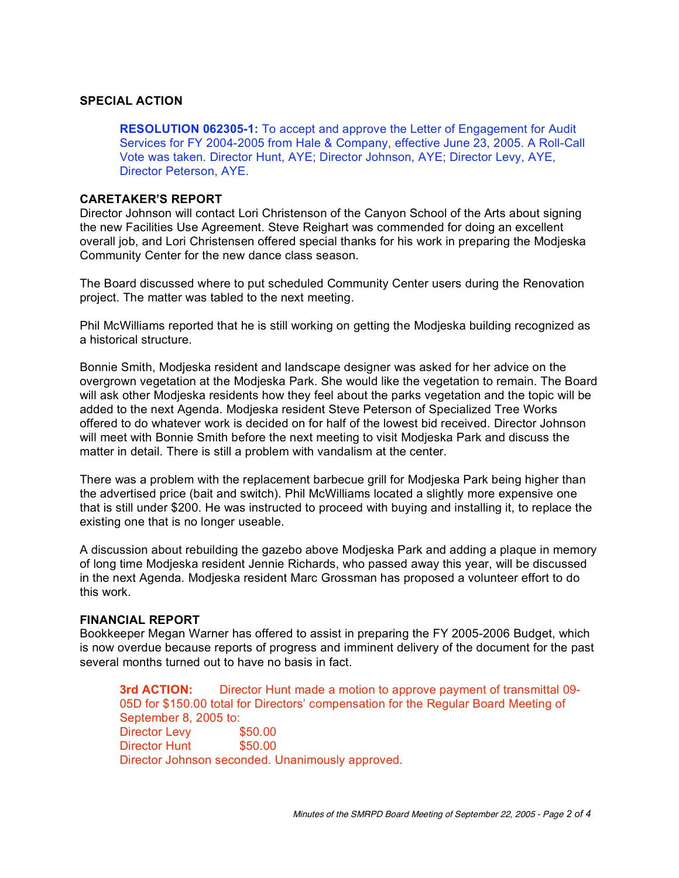**SPECIAL ACTION**

**RESOLUTION 062305-1:** To accept and approve the Letter of Engagement for Audit Services for FY 2004-2005 from Hale & Company, effective June 23, 2005. A Roll-Call Vote was taken. Director Hunt, AYE; Director Johnson, AYE; Director Levy, AYE, Director Peterson, AYE.

**CARETAKER'S REPORT**

Director Johnson will contact Lori Christenson of the Canyon School of the Arts about signing the new Facilities Use Agreement. Steve Reighart was commended for doing an excellent overall job, and Lori Christensen offered special thanks for his work in preparing the Modjeska Community Center for the new dance class season.

The Board discussed where to put scheduled Community Center users during the Renovation project. The matter was tabled to the next meeting.

Phil McWilliams reported that he is still working on getting the Modjeska building recognized as a historical structure.

Bonnie Smith, Modjeska resident and landscape designer was asked for her advice on the overgrown vegetation at the Modjeska Park. She would like the vegetation to remain. The Board will ask other Modjeska residents how they feel about the parks vegetation and the topic will be added to the next Agenda. Modjeska resident Steve Peterson of Specialized Tree Works offered to do whatever work is decided on for half of the lowest bid received. Director Johnson will meet with Bonnie Smith before the next meeting to visit Modjeska Park and discuss the matter in detail. There is still a problem with vandalism at the center.

There was a problem with the replacement barbecue grill for Modjeska Park being higher than the advertised price (bait and switch). Phil McWilliams located a slightly more expensive one that is still under $200. He was instructed to proceed with buying and installing it, to replace the existing one that is no longer useable.

A discussion about rebuilding the gazebo above Modjeska Park and adding a plaque in memory of long time Modjeska resident Jennie Richards, who passed away this year, will be discussed in the next Agenda. Modjeska resident Marc Grossman has proposed a volunteer effort to do this work.

**FINANCIAL REPORT**

Bookkeeper Megan Warner has offered to assist in preparing the FY 2005-2006 Budget, which is now overdue because reports of progress and imminent delivery of the document for the past several months turned out to have no basis in fact.

**3rd ACTION:** Director Hunt made a motion to approve payment of transmittal 09-05D for $150.00 total for Directors' compensation for the Regular Board Meeting of September 8, 2005 to:

Director Levy $50.00
Director Hunt $50.00

Director Johnson seconded. Unanimously approved.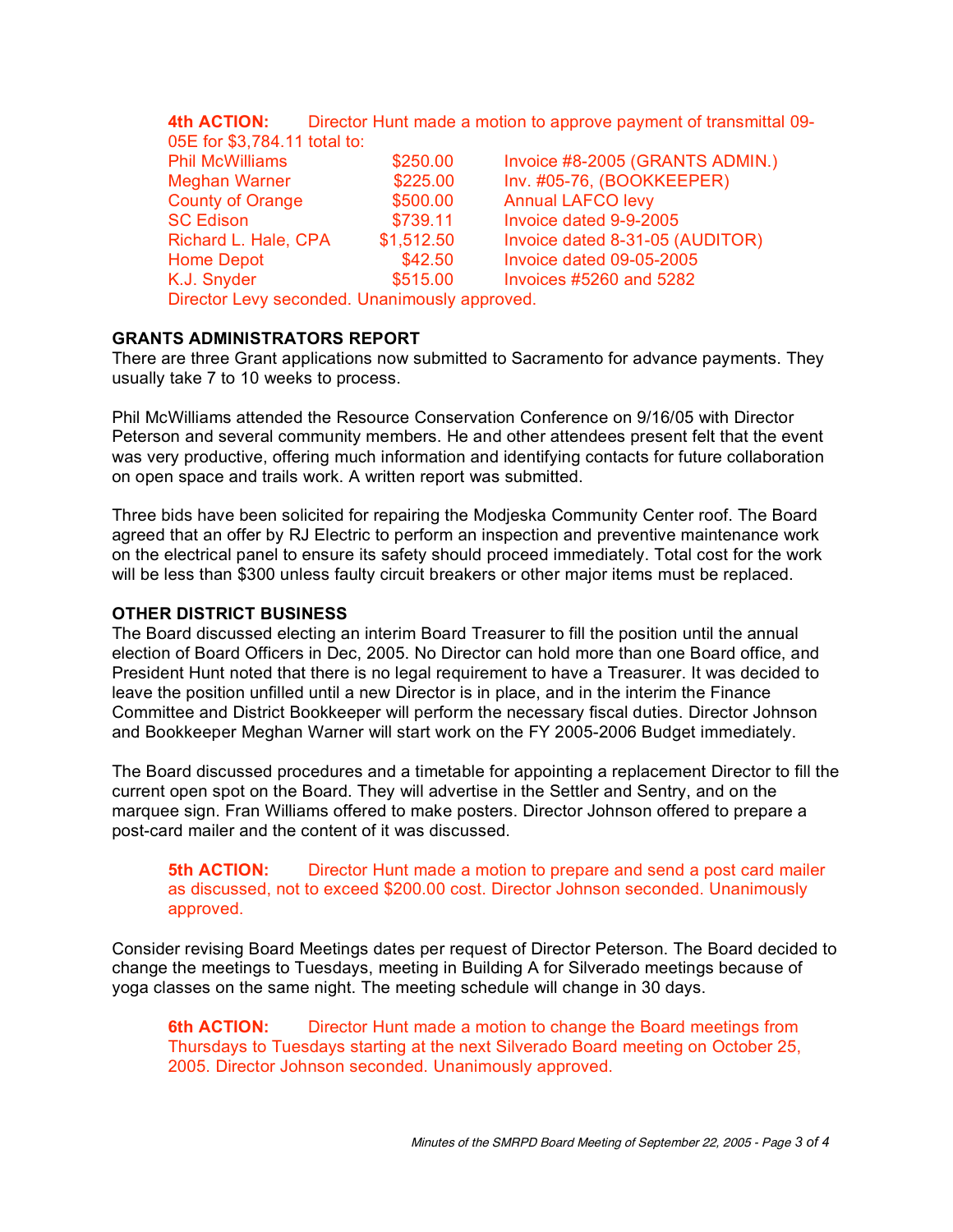**4th ACTION:** Director Hunt made a motion to approve payment of transmittal 09-05E for $3,784.11 total to:

| | | |
|---|---|---|
| Phil McWilliams | $250.00 | Invoice #8-2005 (GRANTS ADMIN.) |
| Meghan Warner | $225.00 | Inv. #05-76, (BOOKKEEPER) |
| County of Orange | $500.00 | Annual LAFCO levy |
| SC Edison | $739.11 | Invoice dated 9-9-2005 |
| Richard L. Hale, CPA | $1,512.50 | Invoice dated 8-31-05 (AUDITOR) |
| Home Depot | $42.50 | Invoice dated 09-05-2005 |
| K.J. Snyder | $515.00 | Invoices #5260 and 5282 |

Director Levy seconded. Unanimously approved.

**GRANTS ADMINISTRATORS REPORT**

There are three Grant applications now submitted to Sacramento for advance payments. They usually take 7 to 10 weeks to process.

Phil McWilliams attended the Resource Conservation Conference on 9/16/05 with Director Peterson and several community members. He and other attendees present felt that the event was very productive, offering much information and identifying contacts for future collaboration on open space and trails work. A written report was submitted.

Three bids have been solicited for repairing the Modjeska Community Center roof. The Board agreed that an offer by RJ Electric to perform an inspection and preventive maintenance work on the electrical panel to ensure its safety should proceed immediately. Total cost for the work will be less than $300 unless faulty circuit breakers or other major items must be replaced.

**OTHER DISTRICT BUSINESS**

The Board discussed electing an interim Board Treasurer to fill the position until the annual election of Board Officers in Dec, 2005. No Director can hold more than one Board office, and President Hunt noted that there is no legal requirement to have a Treasurer. It was decided to leave the position unfilled until a new Director is in place, and in the interim the Finance Committee and District Bookkeeper will perform the necessary fiscal duties. Director Johnson and Bookkeeper Meghan Warner will start work on the FY 2005-2006 Budget immediately.

The Board discussed procedures and a timetable for appointing a replacement Director to fill the current open spot on the Board. They will advertise in the Settler and Sentry, and on the marquee sign. Fran Williams offered to make posters. Director Johnson offered to prepare a post-card mailer and the content of it was discussed.

**5th ACTION:** Director Hunt made a motion to prepare and send a post card mailer as discussed, not to exceed $200.00 cost. Director Johnson seconded. Unanimously approved.

Consider revising Board Meetings dates per request of Director Peterson. The Board decided to change the meetings to Tuesdays, meeting in Building A for Silverado meetings because of yoga classes on the same night. The meeting schedule will change in 30 days.

**6th ACTION:** Director Hunt made a motion to change the Board meetings from Thursdays to Tuesdays starting at the next Silverado Board meeting on October 25, 2005. Director Johnson seconded. Unanimously approved.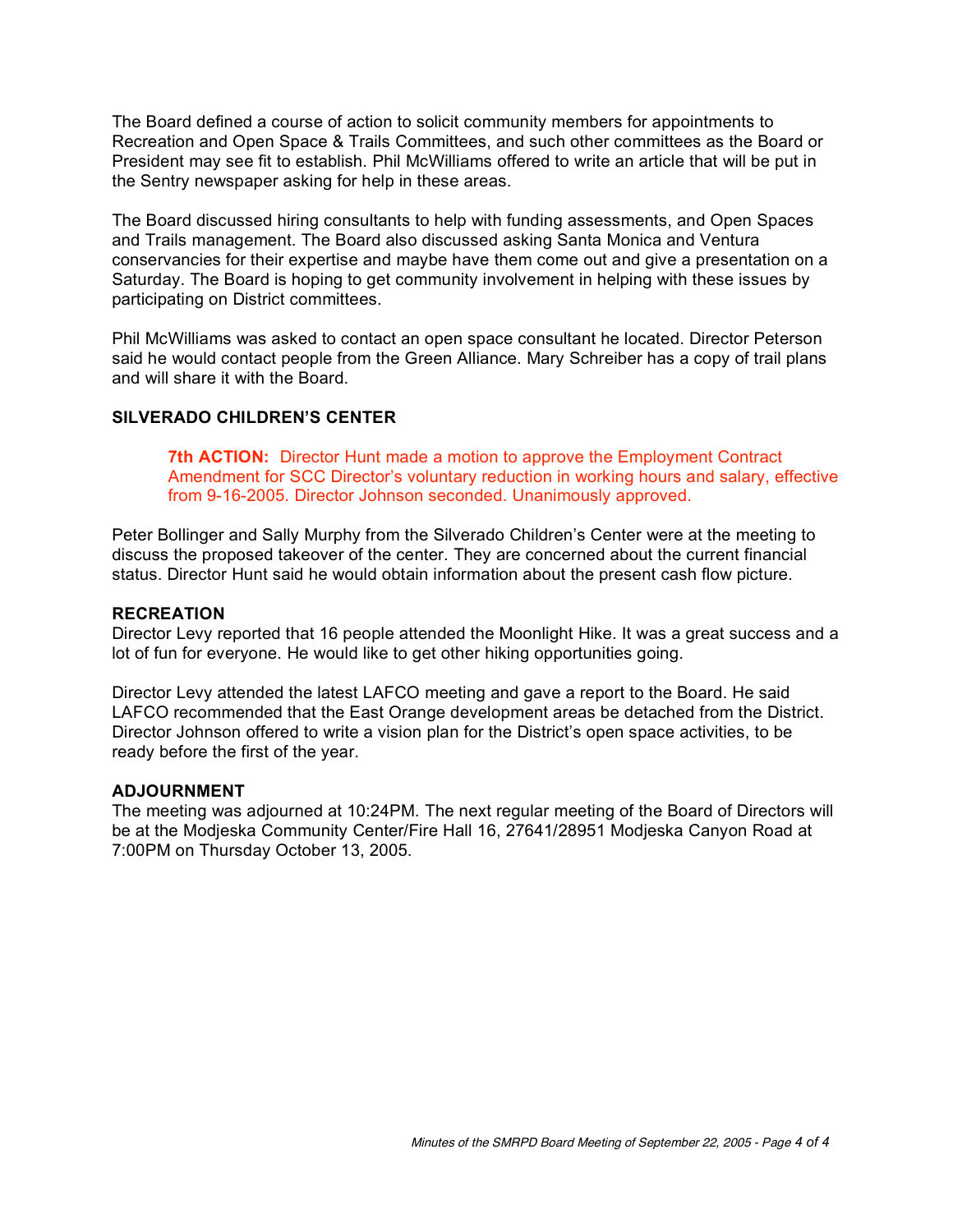The Board defined a course of action to solicit community members for appointments to Recreation and Open Space & Trails Committees, and such other committees as the Board or President may see fit to establish. Phil McWilliams offered to write an article that will be put in the Sentry newspaper asking for help in these areas.

The Board discussed hiring consultants to help with funding assessments, and Open Spaces and Trails management. The Board also discussed asking Santa Monica and Ventura conservancies for their expertise and maybe have them come out and give a presentation on a Saturday. The Board is hoping to get community involvement in helping with these issues by participating on District committees.

Phil McWilliams was asked to contact an open space consultant he located. Director Peterson said he would contact people from the Green Alliance. Mary Schreiber has a copy of trail plans and will share it with the Board.

### SILVERADO CHILDREN'S CENTER

> **7th ACTION:** Director Hunt made a motion to approve the Employment Contract Amendment for SCC Director's voluntary reduction in working hours and salary, effective from 9-16-2005. Director Johnson seconded. Unanimously approved.

Peter Bollinger and Sally Murphy from the Silverado Children's Center were at the meeting to discuss the proposed takeover of the center. They are concerned about the current financial status. Director Hunt said he would obtain information about the present cash flow picture.

### RECREATION

Director Levy reported that 16 people attended the Moonlight Hike. It was a great success and a lot of fun for everyone. He would like to get other hiking opportunities going.

Director Levy attended the latest LAFCO meeting and gave a report to the Board. He said LAFCO recommended that the East Orange development areas be detached from the District. Director Johnson offered to write a vision plan for the District's open space activities, to be ready before the first of the year.

### ADJOURNMENT

The meeting was adjourned at 10:24PM. The next regular meeting of the Board of Directors will be at the Modjeska Community Center/Fire Hall 16, 27641/28951 Modjeska Canyon Road at 7:00PM on Thursday October 13, 2005.